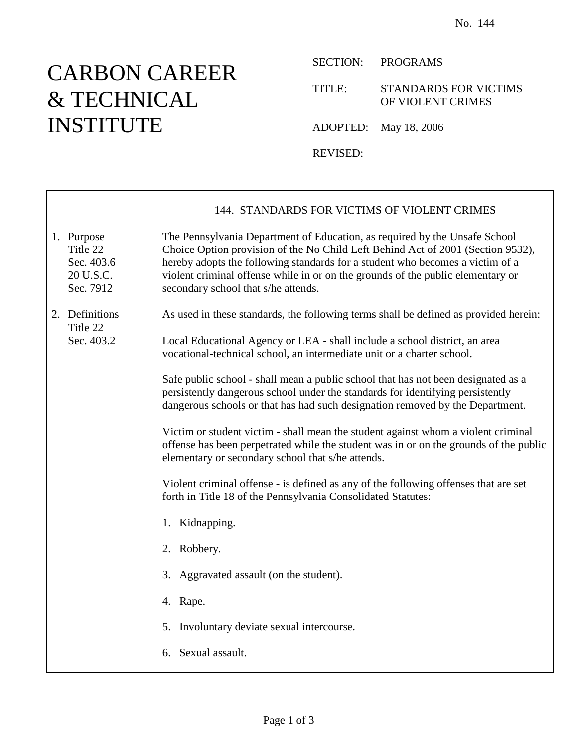No. 144

# CARBON CAREER & TECHNICAL INSTITUTE

SECTION: PROGRAMS

TITLE: STANDARDS FOR VICTIMS OF VIOLENT CRIMES

ADOPTED: May 18, 2006

REVISED:

## 144. STANDARDS FOR VICTIMS OF VIOLENT CRIMES

**1. Purpose**
Title 22 Sec. 403.6
20 U.S.C. Sec. 7912

The Pennsylvania Department of Education, as required by the Unsafe School Choice Option provision of the No Child Left Behind Act of 2001 (Section 9532), hereby adopts the following standards for a student who becomes a victim of a violent criminal offense while in or on the grounds of the public elementary or secondary school that s/he attends.

**2. Definitions**
Title 22 Sec. 403.2

As used in these standards, the following terms shall be defined as provided herein:

Local Educational Agency or LEA - shall include a school district, an area vocational-technical school, an intermediate unit or a charter school.

Safe public school - shall mean a public school that has not been designated as a persistently dangerous school under the standards for identifying persistently dangerous schools or that has had such designation removed by the Department.

Victim or student victim - shall mean the student against whom a violent criminal offense has been perpetrated while the student was in or on the grounds of the public elementary or secondary school that s/he attends.

Violent criminal offense - is defined as any of the following offenses that are set forth in Title 18 of the Pennsylvania Consolidated Statutes:

1. Kidnapping.
2. Robbery.
3. Aggravated assault (on the student).
4. Rape.
5. Involuntary deviate sexual intercourse.
6. Sexual assault.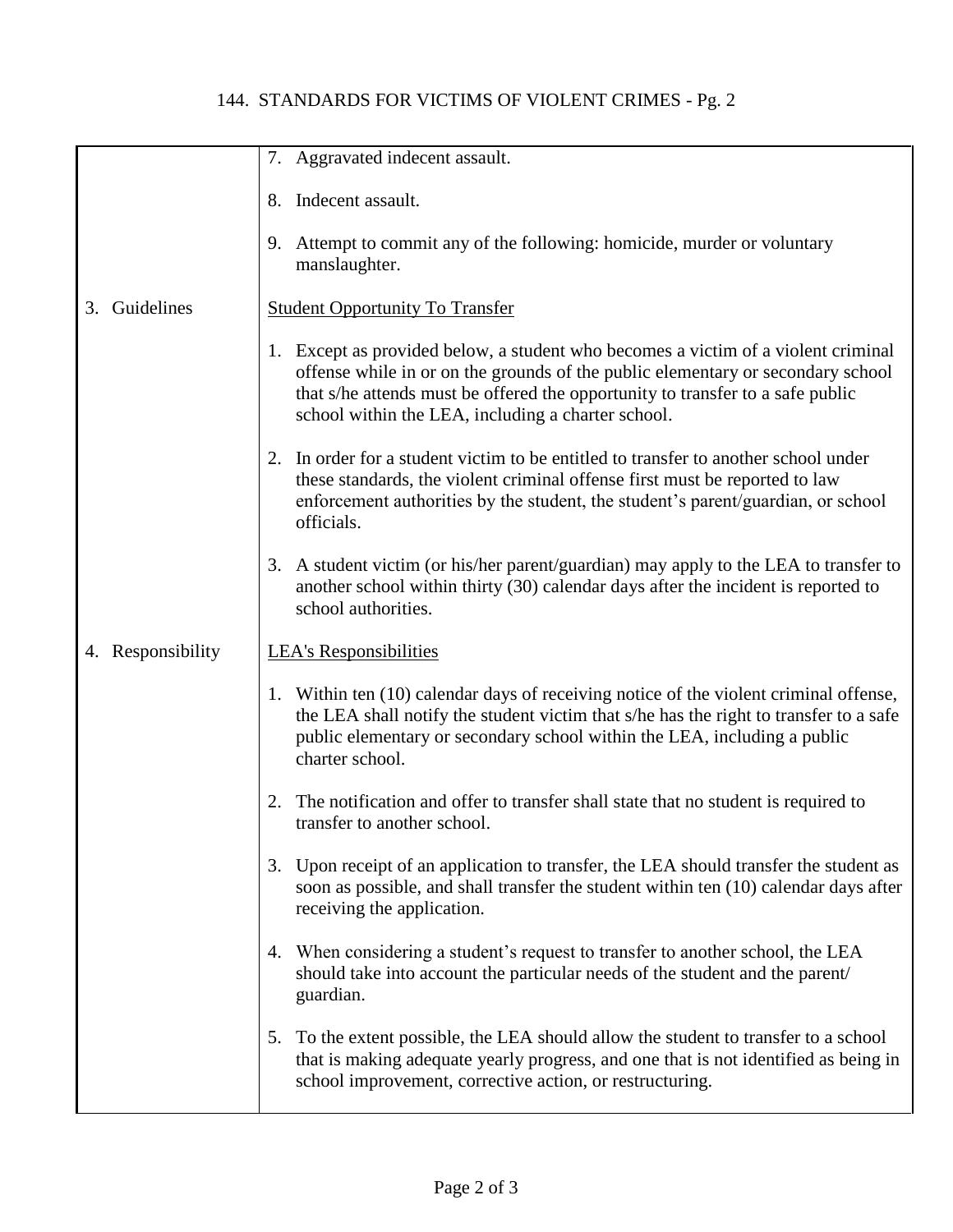# 144. STANDARDS FOR VICTIMS OF VIOLENT CRIMES - Pg. 2

7. Aggravated indecent assault.

8. Indecent assault.

9. Attempt to commit any of the following: homicide, murder or voluntary manslaughter.

**3. Guidelines**

<u>Student Opportunity To Transfer</u>

1. Except as provided below, a student who becomes a victim of a violent criminal offense while in or on the grounds of the public elementary or secondary school that s/he attends must be offered the opportunity to transfer to a safe public school within the LEA, including a charter school.

2. In order for a student victim to be entitled to transfer to another school under these standards, the violent criminal offense first must be reported to law enforcement authorities by the student, the student's parent/guardian, or school officials.

3. A student victim (or his/her parent/guardian) may apply to the LEA to transfer to another school within thirty (30) calendar days after the incident is reported to school authorities.

**4. Responsibility**

<u>LEA's Responsibilities</u>

1. Within ten (10) calendar days of receiving notice of the violent criminal offense, the LEA shall notify the student victim that s/he has the right to transfer to a safe public elementary or secondary school within the LEA, including a public charter school.

2. The notification and offer to transfer shall state that no student is required to transfer to another school.

3. Upon receipt of an application to transfer, the LEA should transfer the student as soon as possible, and shall transfer the student within ten (10) calendar days after receiving the application.

4. When considering a student's request to transfer to another school, the LEA should take into account the particular needs of the student and the parent/guardian.

5. To the extent possible, the LEA should allow the student to transfer to a school that is making adequate yearly progress, and one that is not identified as being in school improvement, corrective action, or restructuring.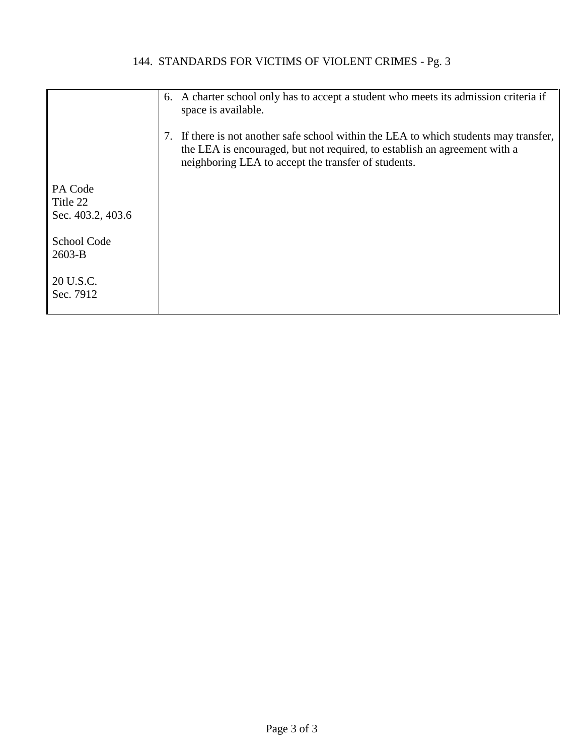| | |
|---|---|
| | 6. A charter school only has to accept a student who meets its admission criteria if space is available.<br><br>7. If there is not another safe school within the LEA to which students may transfer, the LEA is encouraged, but not required, to establish an agreement with a neighboring LEA to accept the transfer of students. |
| PA Code<br>Title 22<br>Sec. 403.2, 403.6<br><br>School Code<br>2603-B<br><br>20 U.S.C.<br>Sec. 7912 | |